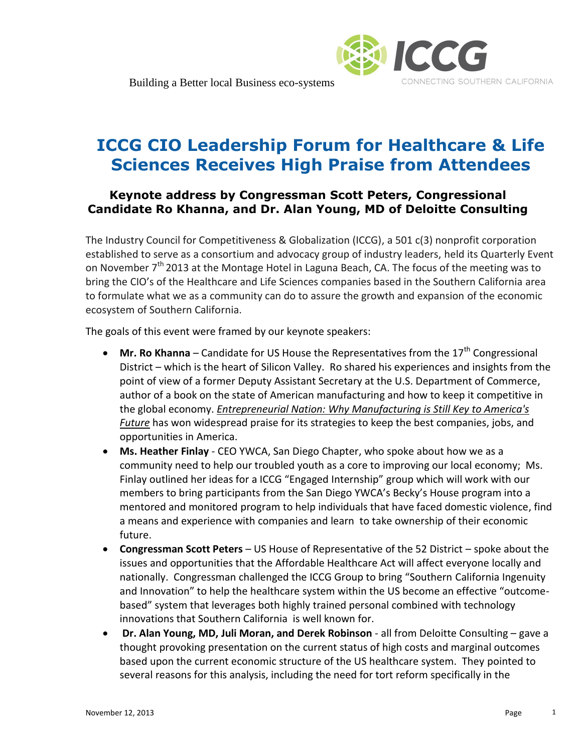Building a Better local Business eco-systems

ICCG

CONNECTING SOUTHERN CALIFORNIA

# ICCG CIO Leadership Forum for Healthcare & Life Sciences Receives High Praise from Attendees

### Keynote address by Congressman Scott Peters, Congressional Candidate Ro Khanna, and Dr. Alan Young, MD of Deloitte Consulting

The Industry Council for Competitiveness & Globalization (ICCG), a 501 c(3) nonprofit corporation established to serve as a consortium and advocacy group of industry leaders, held its Quarterly Event on November 7th 2013 at the Montage Hotel in Laguna Beach, CA. The focus of the meeting was to bring the CIO's of the Healthcare and Life Sciences companies based in the Southern California area to formulate what we as a community can do to assure the growth and expansion of the economic ecosystem of Southern California.

The goals of this event were framed by our keynote speakers:

- **Mr. Ro Khanna** – Candidate for US House the Representatives from the 17th Congressional District – which is the heart of Silicon Valley. Ro shared his experiences and insights from the point of view of a former Deputy Assistant Secretary at the U.S. Department of Commerce, author of a book on the state of American manufacturing and how to keep it competitive in the global economy. *Entrepreneurial Nation: Why Manufacturing is Still Key to America's Future* has won widespread praise for its strategies to keep the best companies, jobs, and opportunities in America.
- **Ms. Heather Finlay** - CEO YWCA, San Diego Chapter, who spoke about how we as a community need to help our troubled youth as a core to improving our local economy; Ms. Finlay outlined her ideas for a ICCG "Engaged Internship" group which will work with our members to bring participants from the San Diego YWCA's Becky's House program into a mentored and monitored program to help individuals that have faced domestic violence, find a means and experience with companies and learn to take ownership of their economic future.
- **Congressman Scott Peters** – US House of Representative of the 52 District – spoke about the issues and opportunities that the Affordable Healthcare Act will affect everyone locally and nationally. Congressman challenged the ICCG Group to bring "Southern California Ingenuity and Innovation" to help the healthcare system within the US become an effective "outcome-based" system that leverages both highly trained personal combined with technology innovations that Southern California is well known for.
- **Dr. Alan Young, MD, Juli Moran, and Derek Robinson** - all from Deloitte Consulting – gave a thought provoking presentation on the current status of high costs and marginal outcomes based upon the current economic structure of the US healthcare system. They pointed to several reasons for this analysis, including the need for tort reform specifically in the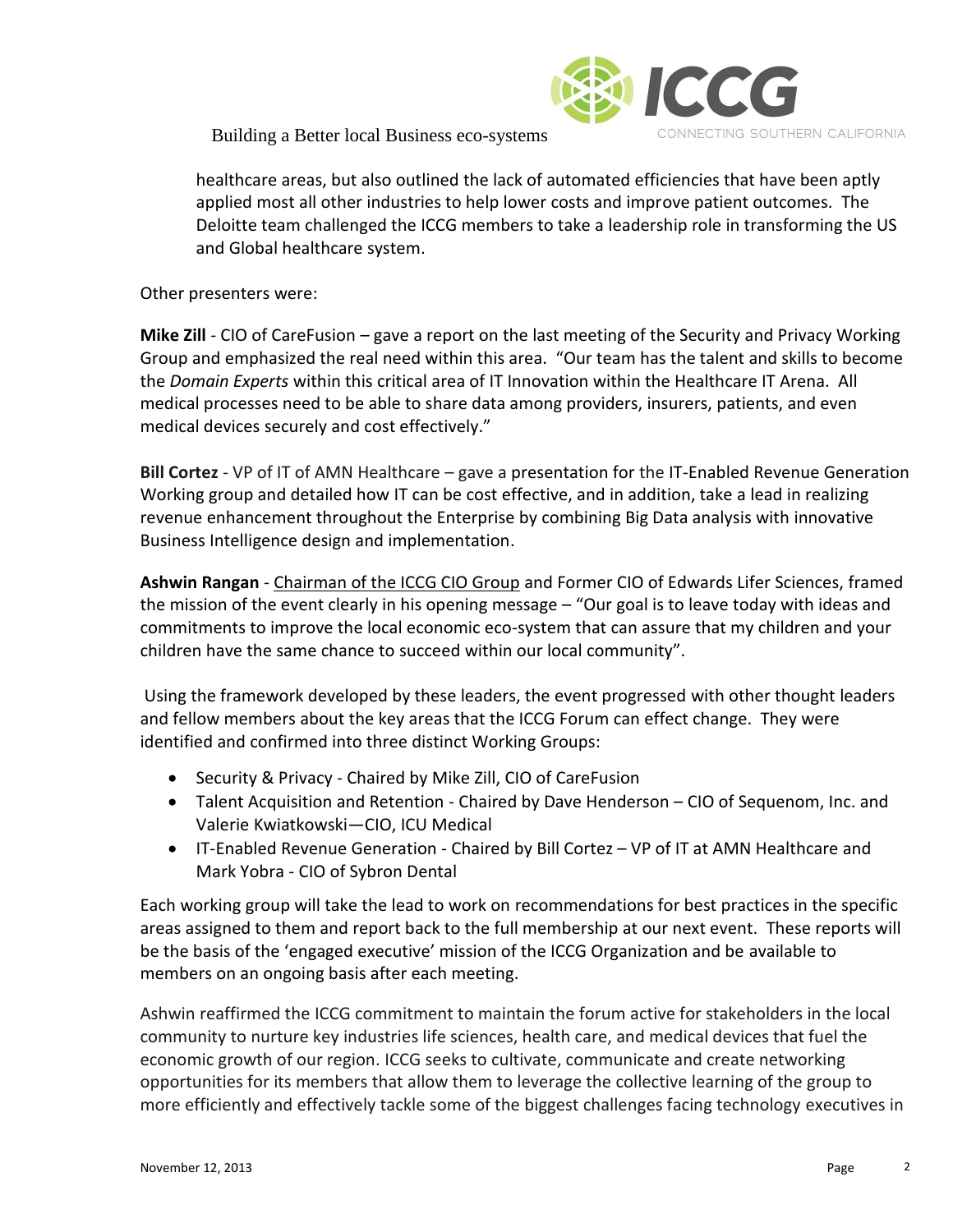healthcare areas, but also outlined the lack of automated efficiencies that have been aptly applied most all other industries to help lower costs and improve patient outcomes. The Deloitte team challenged the ICCG members to take a leadership role in transforming the US and Global healthcare system.

Other presenters were:

**Mike Zill** - CIO of CareFusion – gave a report on the last meeting of the Security and Privacy Working Group and emphasized the real need within this area. "Our team has the talent and skills to become the *Domain Experts* within this critical area of IT Innovation within the Healthcare IT Arena. All medical processes need to be able to share data among providers, insurers, patients, and even medical devices securely and cost effectively."

**Bill Cortez** - VP of IT of AMN Healthcare – gave a presentation for the IT-Enabled Revenue Generation Working group and detailed how IT can be cost effective, and in addition, take a lead in realizing revenue enhancement throughout the Enterprise by combining Big Data analysis with innovative Business Intelligence design and implementation.

**Ashwin Rangan** - Chairman of the ICCG CIO Group and Former CIO of Edwards Lifer Sciences, framed the mission of the event clearly in his opening message – "Our goal is to leave today with ideas and commitments to improve the local economic eco-system that can assure that my children and your children have the same chance to succeed within our local community".

Using the framework developed by these leaders, the event progressed with other thought leaders and fellow members about the key areas that the ICCG Forum can effect change. They were identified and confirmed into three distinct Working Groups:

- Security & Privacy - Chaired by Mike Zill, CIO of CareFusion
- Talent Acquisition and Retention - Chaired by Dave Henderson – CIO of Sequenom, Inc. and Valerie Kwiatkowski—CIO, ICU Medical
- IT-Enabled Revenue Generation - Chaired by Bill Cortez – VP of IT at AMN Healthcare and Mark Yobra - CIO of Sybron Dental

Each working group will take the lead to work on recommendations for best practices in the specific areas assigned to them and report back to the full membership at our next event. These reports will be the basis of the 'engaged executive' mission of the ICCG Organization and be available to members on an ongoing basis after each meeting.

Ashwin reaffirmed the ICCG commitment to maintain the forum active for stakeholders in the local community to nurture key industries life sciences, health care, and medical devices that fuel the economic growth of our region. ICCG seeks to cultivate, communicate and create networking opportunities for its members that allow them to leverage the collective learning of the group to more efficiently and effectively tackle some of the biggest challenges facing technology executives in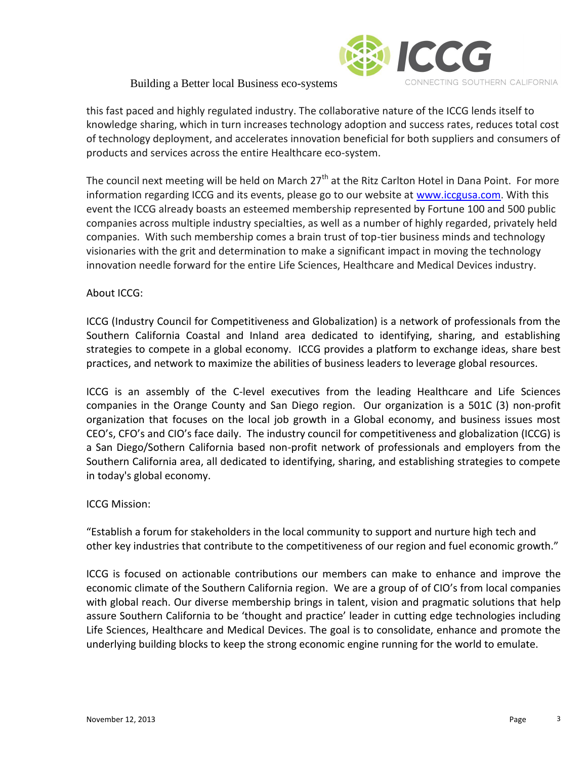this fast paced and highly regulated industry. The collaborative nature of the ICCG lends itself to knowledge sharing, which in turn increases technology adoption and success rates, reduces total cost of technology deployment, and accelerates innovation beneficial for both suppliers and consumers of products and services across the entire Healthcare eco-system.

The council next meeting will be held on March 27th at the Ritz Carlton Hotel in Dana Point. For more information regarding ICCG and its events, please go to our website at [www.iccgusa.com](http://www.iccgusa.com). With this event the ICCG already boasts an esteemed membership represented by Fortune 100 and 500 public companies across multiple industry specialties, as well as a number of highly regarded, privately held companies. With such membership comes a brain trust of top-tier business minds and technology visionaries with the grit and determination to make a significant impact in moving the technology innovation needle forward for the entire Life Sciences, Healthcare and Medical Devices industry.

About ICCG:

ICCG (Industry Council for Competitiveness and Globalization) is a network of professionals from the Southern California Coastal and Inland area dedicated to identifying, sharing, and establishing strategies to compete in a global economy. ICCG provides a platform to exchange ideas, share best practices, and network to maximize the abilities of business leaders to leverage global resources.

ICCG is an assembly of the C-level executives from the leading Healthcare and Life Sciences companies in the Orange County and San Diego region. Our organization is a 501C (3) non-profit organization that focuses on the local job growth in a Global economy, and business issues most CEO's, CFO's and CIO's face daily. The industry council for competitiveness and globalization (ICCG) is a San Diego/Sothern California based non-profit network of professionals and employers from the Southern California area, all dedicated to identifying, sharing, and establishing strategies to compete in today's global economy.

ICCG Mission:

"Establish a forum for stakeholders in the local community to support and nurture high tech and other key industries that contribute to the competitiveness of our region and fuel economic growth."

ICCG is focused on actionable contributions our members can make to enhance and improve the economic climate of the Southern California region. We are a group of of CIO's from local companies with global reach. Our diverse membership brings in talent, vision and pragmatic solutions that help assure Southern California to be 'thought and practice' leader in cutting edge technologies including Life Sciences, Healthcare and Medical Devices. The goal is to consolidate, enhance and promote the underlying building blocks to keep the strong economic engine running for the world to emulate.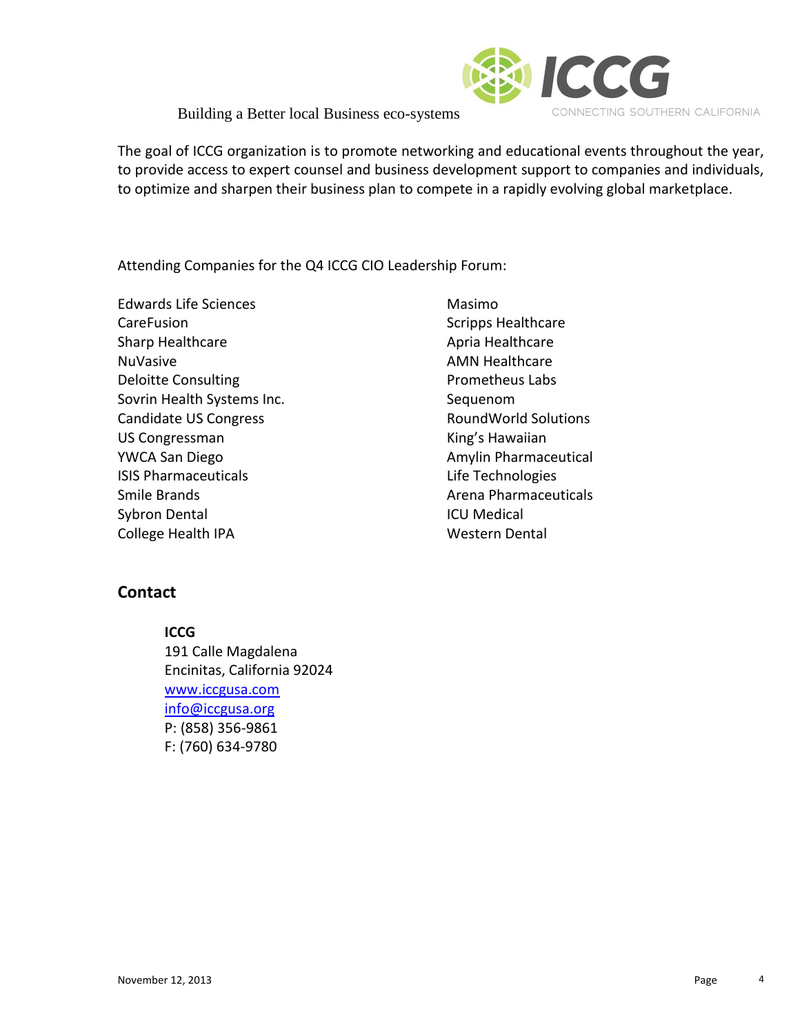Building a Better local Business eco-systems

ICCG
CONNECTING SOUTHERN CALIFORNIA

The goal of ICCG organization is to promote networking and educational events throughout the year, to provide access to expert counsel and business development support to companies and individuals, to optimize and sharpen their business plan to compete in a rapidly evolving global marketplace.

Attending Companies for the Q4 ICCG CIO Leadership Forum:

Edwards Life Sciences
CareFusion
Sharp Healthcare
NuVasive
Deloitte Consulting
Sovrin Health Systems Inc.
Candidate US Congress
US Congressman
YWCA San Diego
ISIS Pharmaceuticals
Smile Brands
Sybron Dental
College Health IPA
Masimo
Scripps Healthcare
Apria Healthcare
AMN Healthcare
Prometheus Labs
Sequenom
RoundWorld Solutions
King's Hawaiian
Amylin Pharmaceutical
Life Technologies
Arena Pharmaceuticals
ICU Medical
Western Dental

## Contact

**ICCG**
191 Calle Magdalena
Encinitas, California 92024
www.iccgusa.com
info@iccgusa.org
P: (858) 356-9861
F: (760) 634-9780

November 12, 2013